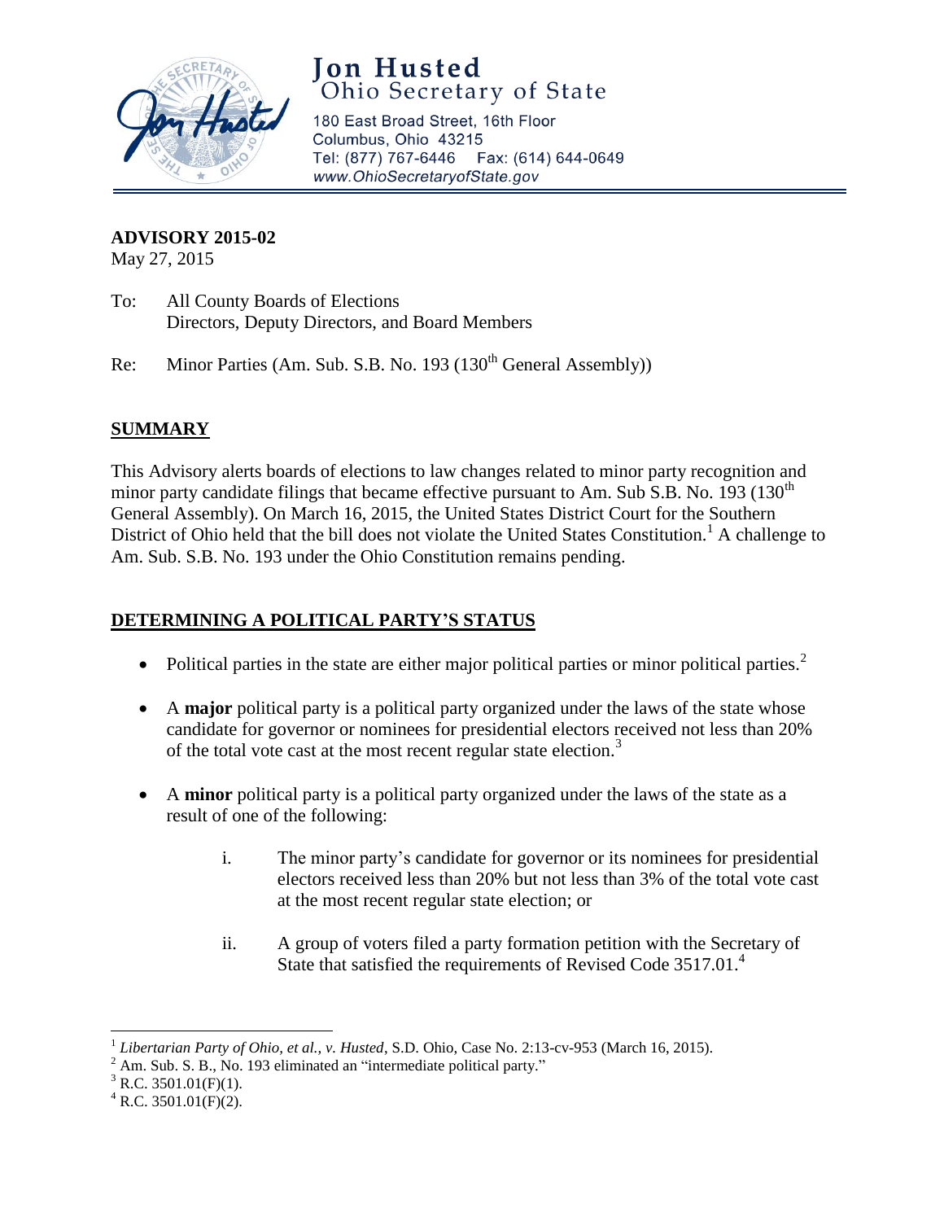# Jon Husted
## Ohio Secretary of State

180 East Broad Street, 16th Floor
Columbus, Ohio 43215
Tel: (877) 767-6446 Fax: (614) 644-0649
*www.OhioSecretaryofState.gov*

---

**ADVISORY 2015-02**
May 27, 2015

To: All County Boards of Elections
Directors, Deputy Directors, and Board Members

Re: Minor Parties (Am. Sub. S.B. No. 193 (130th General Assembly))

## SUMMARY

This Advisory alerts boards of elections to law changes related to minor party recognition and minor party candidate filings that became effective pursuant to Am. Sub S.B. No. 193 (130th General Assembly). On March 16, 2015, the United States District Court for the Southern District of Ohio held that the bill does not violate the United States Constitution.[1] A challenge to Am. Sub. S.B. No. 193 under the Ohio Constitution remains pending.

## DETERMINING A POLITICAL PARTY'S STATUS

- Political parties in the state are either major political parties or minor political parties.[2]
- A **major** political party is a political party organized under the laws of the state whose candidate for governor or nominees for presidential electors received not less than 20% of the total vote cast at the most recent regular state election.[3]
- A **minor** political party is a political party organized under the laws of the state as a result of one of the following:
    - i. The minor party's candidate for governor or its nominees for presidential electors received less than 20% but not less than 3% of the total vote cast at the most recent regular state election; or
    - ii. A group of voters filed a party formation petition with the Secretary of State that satisfied the requirements of Revised Code 3517.01.[4]

---

[1] *Libertarian Party of Ohio, et al., v. Husted*, S.D. Ohio, Case No. 2:13-cv-953 (March 16, 2015).
[2] Am. Sub. S. B., No. 193 eliminated an "intermediate political party."
[3] R.C. 3501.01(F)(1).
[4] R.C. 3501.01(F)(2).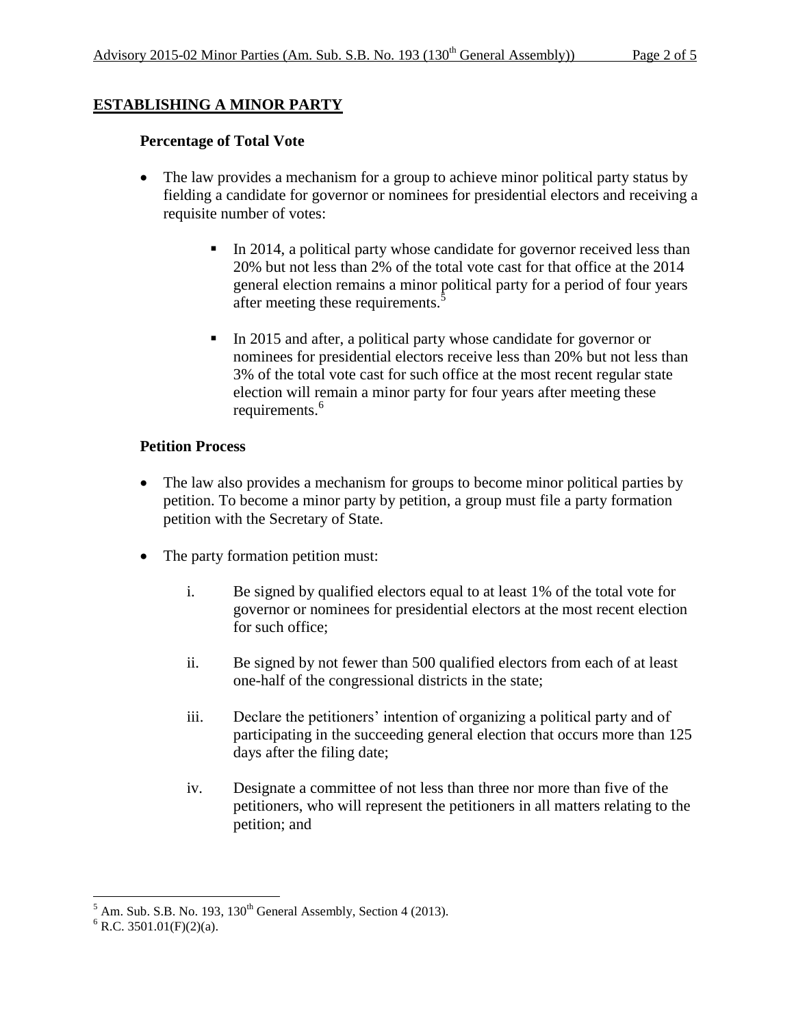## ESTABLISHING A MINOR PARTY

### Percentage of Total Vote

- The law provides a mechanism for a group to achieve minor political party status by fielding a candidate for governor or nominees for presidential electors and receiving a requisite number of votes:
  - In 2014, a political party whose candidate for governor received less than 20% but not less than 2% of the total vote cast for that office at the 2014 general election remains a minor political party for a period of four years after meeting these requirements.[5]
  - In 2015 and after, a political party whose candidate for governor or nominees for presidential electors receive less than 20% but not less than 3% of the total vote cast for such office at the most recent regular state election will remain a minor party for four years after meeting these requirements.[6]

### Petition Process

- The law also provides a mechanism for groups to become minor political parties by petition. To become a minor party by petition, a group must file a party formation petition with the Secretary of State.
- The party formation petition must:
  - i. Be signed by qualified electors equal to at least 1% of the total vote for governor or nominees for presidential electors at the most recent election for such office;
  - ii. Be signed by not fewer than 500 qualified electors from each of at least one-half of the congressional districts in the state;
  - iii. Declare the petitioners' intention of organizing a political party and of participating in the succeeding general election that occurs more than 125 days after the filing date;
  - iv. Designate a committee of not less than three nor more than five of the petitioners, who will represent the petitioners in all matters relating to the petition; and

---

[5] Am. Sub. S.B. No. 193, 130th General Assembly, Section 4 (2013).

[6] R.C. 3501.01(F)(2)(a).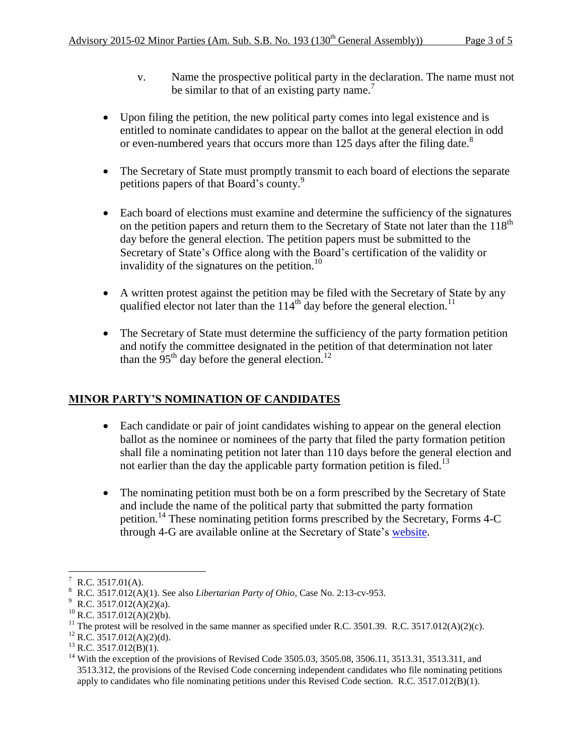v. Name the prospective political party in the declaration. The name must not be similar to that of an existing party name.[7]

- Upon filing the petition, the new political party comes into legal existence and is entitled to nominate candidates to appear on the ballot at the general election in odd or even-numbered years that occurs more than 125 days after the filing date.[8]

- The Secretary of State must promptly transmit to each board of elections the separate petitions papers of that Board's county.[9]

- Each board of elections must examine and determine the sufficiency of the signatures on the petition papers and return them to the Secretary of State not later than the 118th day before the general election. The petition papers must be submitted to the Secretary of State's Office along with the Board's certification of the validity or invalidity of the signatures on the petition.[10]

- A written protest against the petition may be filed with the Secretary of State by any qualified elector not later than the 114th day before the general election.[11]

- The Secretary of State must determine the sufficiency of the party formation petition and notify the committee designated in the petition of that determination not later than the 95th day before the general election.[12]

## MINOR PARTY'S NOMINATION OF CANDIDATES

- Each candidate or pair of joint candidates wishing to appear on the general election ballot as the nominee or nominees of the party that filed the party formation petition shall file a nominating petition not later than 110 days before the general election and not earlier than the day the applicable party formation petition is filed.[13]

- The nominating petition must both be on a form prescribed by the Secretary of State and include the name of the political party that submitted the party formation petition.[14] These nominating petition forms prescribed by the Secretary, Forms 4-C through 4-G are available online at the Secretary of State's website.

---

[7] R.C. 3517.01(A).

[8] R.C. 3517.012(A)(1). See also *Libertarian Party of Ohio*, Case No. 2:13-cv-953.

[9] R.C. 3517.012(A)(2)(a).

[10] R.C. 3517.012(A)(2)(b).

[11] The protest will be resolved in the same manner as specified under R.C. 3501.39. R.C. 3517.012(A)(2)(c).

[12] R.C. 3517.012(A)(2)(d).

[13] R.C. 3517.012(B)(1).

[14] With the exception of the provisions of Revised Code 3505.03, 3505.08, 3506.11, 3513.31, 3513.311, and 3513.312, the provisions of the Revised Code concerning independent candidates who file nominating petitions apply to candidates who file nominating petitions under this Revised Code section. R.C. 3517.012(B)(1).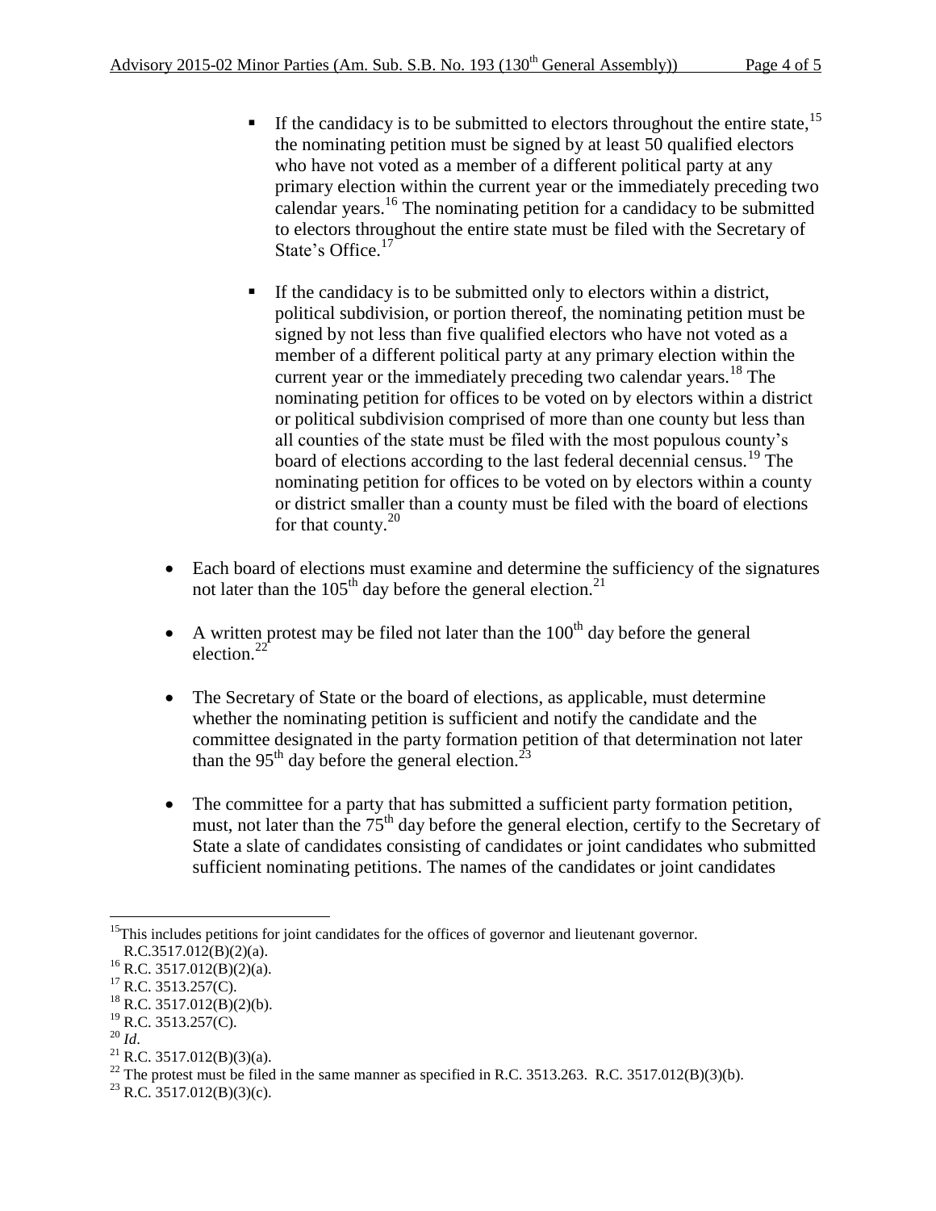- If the candidacy is to be submitted to electors throughout the entire state,[15] the nominating petition must be signed by at least 50 qualified electors who have not voted as a member of a different political party at any primary election within the current year or the immediately preceding two calendar years.[16] The nominating petition for a candidacy to be submitted to electors throughout the entire state must be filed with the Secretary of State's Office.[17]

  - If the candidacy is to be submitted only to electors within a district, political subdivision, or portion thereof, the nominating petition must be signed by not less than five qualified electors who have not voted as a member of a different political party at any primary election within the current year or the immediately preceding two calendar years.[18] The nominating petition for offices to be voted on by electors within a district or political subdivision comprised of more than one county but less than all counties of the state must be filed with the most populous county's board of elections according to the last federal decennial census.[19] The nominating petition for offices to be voted on by electors within a county or district smaller than a county must be filed with the board of elections for that county.[20]

- Each board of elections must examine and determine the sufficiency of the signatures not later than the 105th day before the general election.[21]

- A written protest may be filed not later than the 100th day before the general election.[22]

- The Secretary of State or the board of elections, as applicable, must determine whether the nominating petition is sufficient and notify the candidate and the committee designated in the party formation petition of that determination not later than the 95th day before the general election.[23]

- The committee for a party that has submitted a sufficient party formation petition, must, not later than the 75th day before the general election, certify to the Secretary of State a slate of candidates consisting of candidates or joint candidates who submitted sufficient nominating petitions. The names of the candidates or joint candidates

---

[15] This includes petitions for joint candidates for the offices of governor and lieutenant governor. R.C.3517.012(B)(2)(a).

[16] R.C. 3517.012(B)(2)(a).

[17] R.C. 3513.257(C).

[18] R.C. 3517.012(B)(2)(b).

[19] R.C. 3513.257(C).

[20] *Id*.

[21] R.C. 3517.012(B)(3)(a).

[22] The protest must be filed in the same manner as specified in R.C. 3513.263. R.C. 3517.012(B)(3)(b).

[23] R.C. 3517.012(B)(3)(c).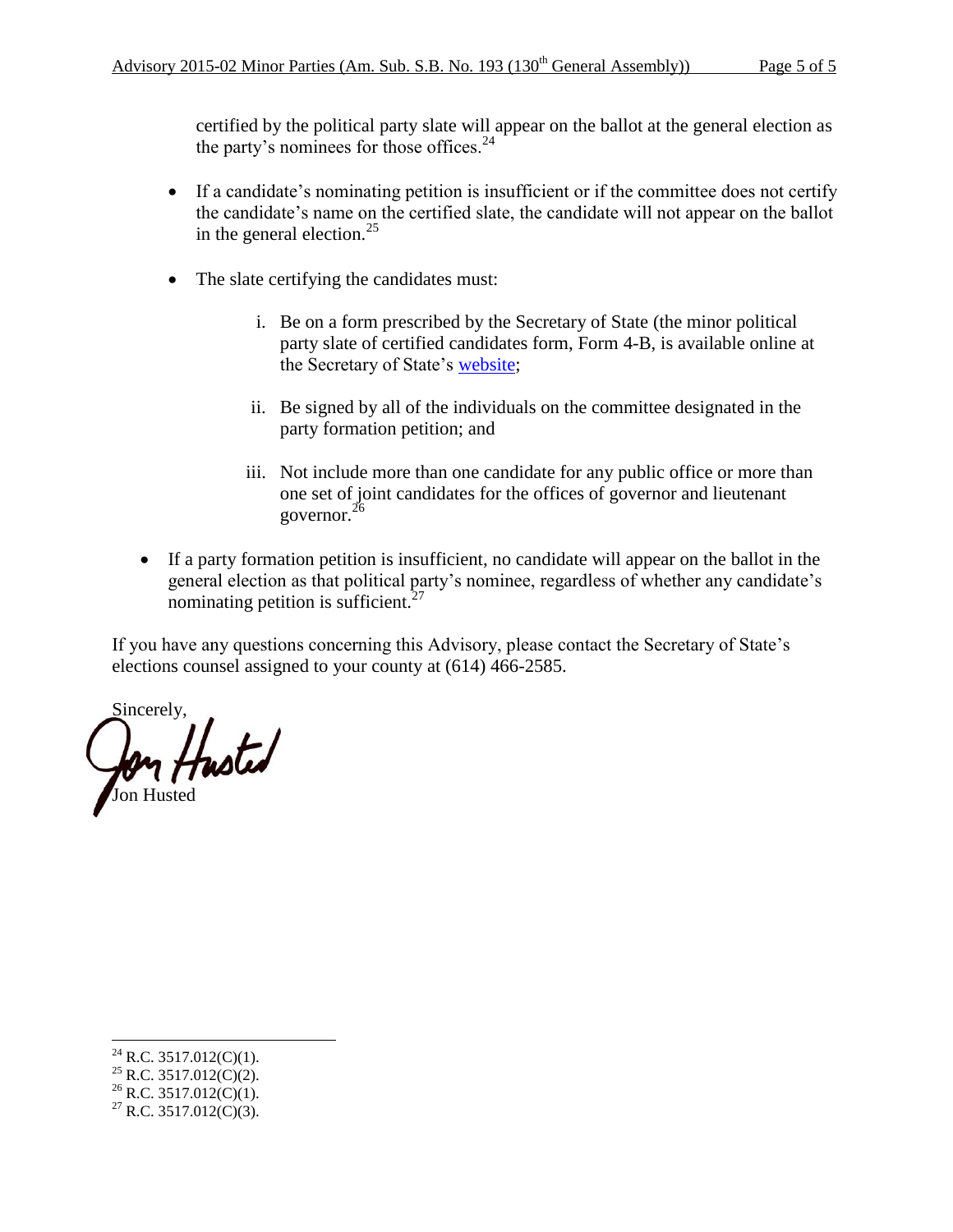certified by the political party slate will appear on the ballot at the general election as the party's nominees for those offices.[24]

- If a candidate's nominating petition is insufficient or if the committee does not certify the candidate's name on the certified slate, the candidate will not appear on the ballot in the general election.[25]

- The slate certifying the candidates must:

   i. Be on a form prescribed by the Secretary of State (the minor political party slate of certified candidates form, Form 4-B, is available online at the Secretary of State's website;

   ii. Be signed by all of the individuals on the committee designated in the party formation petition; and

   iii. Not include more than one candidate for any public office or more than one set of joint candidates for the offices of governor and lieutenant governor.[26]

- If a party formation petition is insufficient, no candidate will appear on the ballot in the general election as that political party's nominee, regardless of whether any candidate's nominating petition is sufficient.[27]

If you have any questions concerning this Advisory, please contact the Secretary of State's elections counsel assigned to your county at (614) 466-2585.

Sincerely,

Jon Husted

---

[24] R.C. 3517.012(C)(1).

[25] R.C. 3517.012(C)(2).

[26] R.C. 3517.012(C)(1).

[27] R.C. 3517.012(C)(3).